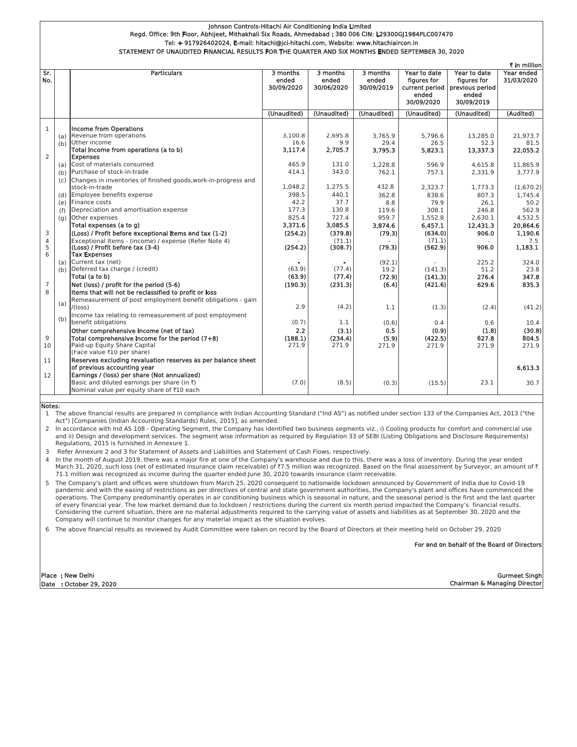# Johnson Controls-Hitachi Air Conditioning India Limited

Regd. Office: 9th Floor, Abhijeet, Mithakhali Six Roads, Ahmedabad : 380 006 CIN: L29300GJ1984PLC007470

Tel: + 917926402024, E-mail: hitachi@jci-hitachi.com, Website: www.hitachiaircon.in

## STATEMENT OF UNAUDITED FINANCIAL RESULTS FOR THE QUARTER AND SIX MONTHS ENDED SEPTEMBER 30, 2020

₹ in million

| Sr. No. | | Particulars | 3 months ended 30/09/2020 | 3 months ended 30/06/2020 | 3 months ended 30/09/2019 | Year to date figures for current period ended 30/09/2020 | Year to date figures for previous period ended 30/09/2019 | Year ended 31/03/2020 |
|---|---|---|---|---|---|---|---|---|
| | | | (Unaudited) | (Unaudited) | (Unaudited) | (Unaudited) | (Unaudited) | (Audited) |
| 1 | | **Income from Operations** | | | | | | |
| | (a) | Revenue from operations | 3,100.8 | 2,695.8 | 3,765.9 | 5,796.6 | 13,285.0 | 21,973.7 |
| | (b) | Other income | 16.6 | 9.9 | 29.4 | 26.5 | 52.3 | 81.5 |
| | | **Total Income from operations (a to b)** | **3,117.4** | **2,705.7** | **3,795.3** | **5,823.1** | **13,337.3** | **22,055.2** |
| 2 | | **Expenses** | | | | | | |
| | (a) | Cost of materials consumed | 465.9 | 131.0 | 1,228.8 | 596.9 | 4,615.8 | 11,865.9 |
| | (b) | Purchase of stock-in-trade | 414.1 | 343.0 | 762.1 | 757.1 | 2,331.9 | 3,777.9 |
| | (c) | Changes in inventories of finished goods,work-in-progress and stock-in-trade | 1,048.2 | 1,275.5 | 432.8 | 2,323.7 | 1,773.3 | (1,670.2) |
| | (d) | Employee benefits expense | 398.5 | 440.1 | 362.8 | 838.6 | 807.3 | 1,745.4 |
| | (e) | Finance costs | 42.2 | 37.7 | 8.8 | 79.9 | 26.1 | 50.2 |
| | (f) | Depreciation and amortisation expense | 177.3 | 130.8 | 119.6 | 308.1 | 246.8 | 562.9 |
| | (g) | Other expenses | 825.4 | 727.4 | 959.7 | 1,552.8 | 2,630.1 | 4,532.5 |
| | | **Total expenses (a to g)** | **3,371.6** | **3,085.5** | **3,874.6** | **6,457.1** | **12,431.3** | **20,864.6** |
| 3 | | **(Loss) / Profit before exceptional Items and tax (1-2)** | **(254.2)** | **(379.8)** | **(79.3)** | **(634.0)** | **906.0** | **1,190.6** |
| 4 | | Exceptional Items - (income) / expense (Refer Note 4) | - | (71.1) | - | (71.1) | - | 7.5 |
| 5 | | **(Loss) / Profit before tax (3-4)** | **(254.2)** | **(308.7)** | **(79.3)** | **(562.9)** | **906.0** | **1,183.1** |
| 6 | | **Tax Expenses** | | | | | | |
| | (a) | Current tax (net) | - | - | (92.1) | - | 225.2 | 324.0 |
| | (b) | Deferred tax charge / (credit) | (63.9) | (77.4) | 19.2 | (141.3) | 51.2 | 23.8 |
| | | **Total (a to b)** | **(63.9)** | **(77.4)** | **(72.9)** | **(141.3)** | **276.4** | **347.8** |
| 7 | | **Net (loss) / profit for the period (5-6)** | **(190.3)** | **(231.3)** | **(6.4)** | **(421.6)** | **629.6** | **835.3** |
| 8 | | **Items that will not be reclassified to profit or loss** | | | | | | |
| | (a) | Remeasurement of post employment benefit obligations - gain /(loss) | 2.9 | (4.2) | 1.1 | (1.3) | (2.4) | (41.2) |
| | (b) | Income tax relating to remeasurement of post employment benefit obligations | (0.7) | 1.1 | (0.6) | 0.4 | 0.6 | 10.4 |
| | | **Other comprehensive Income (net of tax)** | **2.2** | **(3.1)** | **0.5** | **(0.9)** | **(1.8)** | **(30.8)** |
| 9 | | **Total comprehensive Income for the period (7+8)** | **(188.1)** | **(234.4)** | **(5.9)** | **(422.5)** | **627.8** | **804.5** |
| 10 | | Paid-up Equity Share Capital (Face value ₹10 per share) | 271.9 | 271.9 | 271.9 | 271.9 | 271.9 | 271.9 |
| 11 | | **Reserves excluding revaluation reserves as per balance sheet of previous accounting year** | | | | | | **6,613.3** |
| 12 | | **Earnings / (loss) per share (Not annualized)** | | | | | | |
| | | Basic and diluted earnings per share (in ₹) Nominal value per equity share of ₹10 each | (7.0) | (8.5) | (0.3) | (15.5) | 23.1 | 30.7 |

**Notes:**

1. The above financial results are prepared in compliance with Indian Accounting Standard ("Ind AS") as notified under section 133 of the Companies Act, 2013 ("the Act") [Companies (Indian Accounting Standards) Rules, 2015], as amended.
2. In accordance with Ind AS 108 - Operating Segment, the Company has identified two business segments viz., i) Cooling products for comfort and commercial use and ii) Design and development services. The segment wise information as required by Regulation 33 of SEBI (Listing Obligations and Disclosure Requirements) Regulations, 2015 is furnished in Annexure 1.
3. Refer Annexure 2 and 3 for Statement of Assets and Liabilities and Statement of Cash Flows, respectively.
4. In the month of August 2019, there was a major fire at one of the Company's warehouse and due to this, there was a loss of inventory. During the year ended March 31, 2020, such loss (net of estimated insurance claim receivable) of ₹7.5 million was recognized. Based on the final assessment by Surveyor, an amount of ₹ 71.1 million was recognized as income during the quarter ended June 30, 2020 towards insurance claim receivable.
5. The Company's plant and offices were shutdown from March 25, 2020 consequent to nationwide lockdown announced by Government of India due to Covid-19 pandemic and with the easing of restrictions as per directives of central and state government authorities, the Company's plant and offices have commenced the operations. The Company predominantly operates in air conditioning business which is seasonal in nature, and the seasonal period is the first and the last quarter of every financial year. The low market demand due to lockdown / restrictions during the current six month period impacted the Company's financial results. Considering the current situation, there are no material adjustments required to the carrying value of assets and liabilities as at September 30, 2020 and the Company will continue to monitor changes for any material impact as the situation evolves.
6. The above financial results as reviewed by Audit Committee were taken on record by the Board of Directors at their meeting held on October 29, 2020

**For and on behalf of the Board of Directors**

Place : New Delhi
Date : October 29, 2020

Gurmeet Singh
Chairman & Managing Director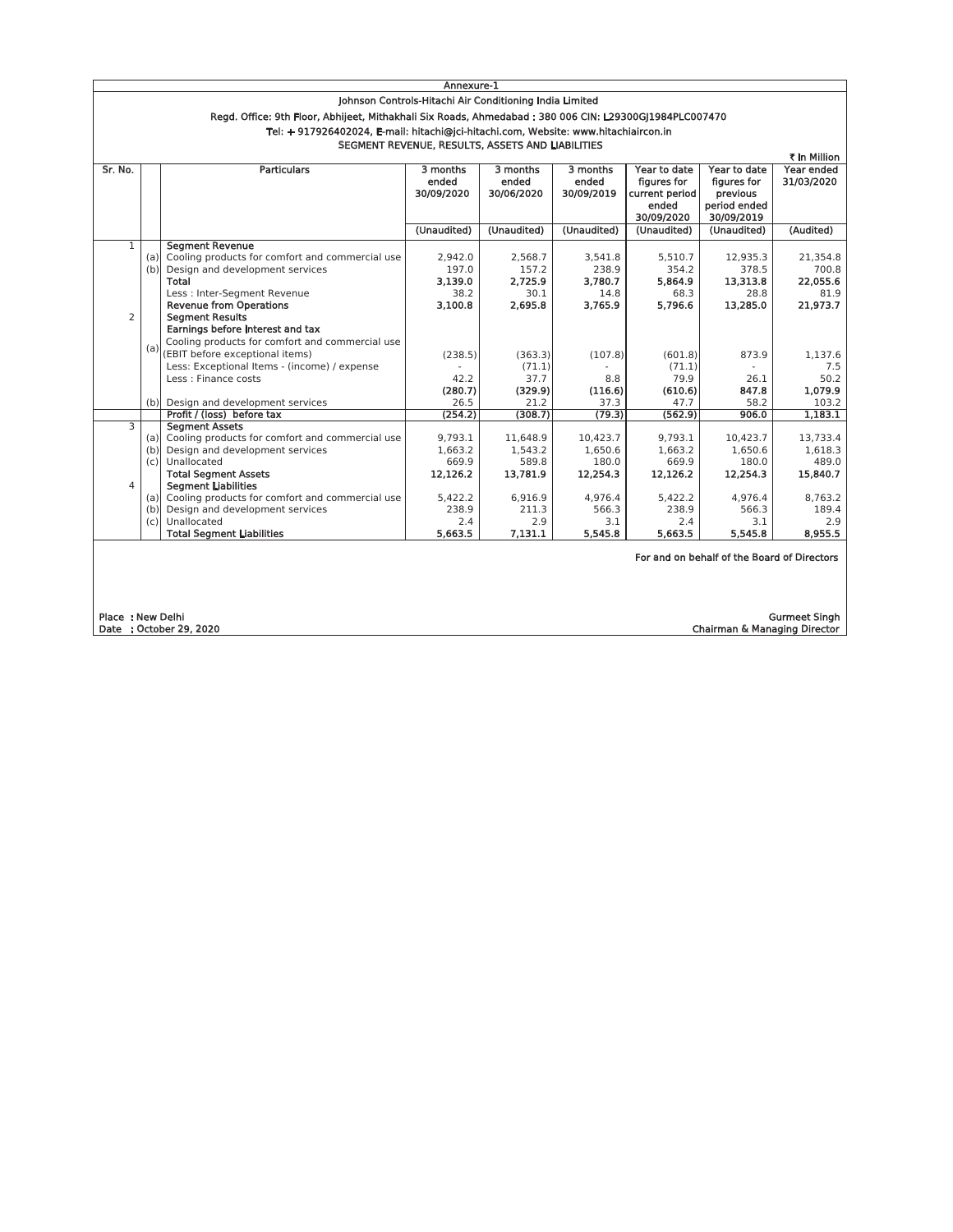Annexure-1

**Johnson Controls-Hitachi Air Conditioning India Limited**

Regd. Office: 9th Floor, Abhijeet, Mithakhali Six Roads, Ahmedabad : 380 006 CIN: L29300GJ1984PLC007470

Tel: + 917926402024, E-mail: hitachi@jci-hitachi.com, Website: www.hitachiaircon.in

SEGMENT REVENUE, RESULTS, ASSETS AND LIABILITIES

₹ In Million

| Sr. No. | | Particulars | 3 months ended 30/09/2020 | 3 months ended 30/06/2020 | 3 months ended 30/09/2019 | Year to date figures for current period ended 30/09/2020 | Year to date figures for previous period ended 30/09/2019 | Year ended 31/03/2020 |
|---|---|---|---|---|---|---|---|---|
| | | | (Unaudited) | (Unaudited) | (Unaudited) | (Unaudited) | (Unaudited) | (Audited) |
| 1 | | **Segment Revenue** | | | | | | |
| | (a) | Cooling products for comfort and commercial use | 2,942.0 | 2,568.7 | 3,541.8 | 5,510.7 | 12,935.3 | 21,354.8 |
| | (b) | Design and development services | 197.0 | 157.2 | 238.9 | 354.2 | 378.5 | 700.8 |
| | | **Total** | **3,139.0** | **2,725.9** | **3,780.7** | **5,864.9** | **13,313.8** | **22,055.6** |
| | | Less : Inter-Segment Revenue | 38.2 | 30.1 | 14.8 | 68.3 | 28.8 | 81.9 |
| | | **Revenue from Operations** | **3,100.8** | **2,695.8** | **3,765.9** | **5,796.6** | **13,285.0** | **21,973.7** |
| 2 | | **Segment Results** | | | | | | |
| | | **Earnings before Interest and tax** | | | | | | |
| | (a) | Cooling products for comfort and commercial use (EBIT before exceptional items) | (238.5) | (363.3) | (107.8) | (601.8) | 873.9 | 1,137.6 |
| | | Less: Exceptional Items - (income) / expense | - | (71.1) | - | (71.1) | - | 7.5 |
| | | Less : Finance costs | 42.2 | 37.7 | 8.8 | 79.9 | 26.1 | 50.2 |
| | | | **(280.7)** | **(329.9)** | **(116.6)** | **(610.6)** | **847.8** | **1,079.9** |
| | (b) | Design and development services | 26.5 | 21.2 | 37.3 | 47.7 | 58.2 | 103.2 |
| | | **Profit / (loss) before tax** | **(254.2)** | **(308.7)** | **(79.3)** | **(562.9)** | **906.0** | **1,183.1** |
| 3 | | **Segment Assets** | | | | | | |
| | (a) | Cooling products for comfort and commercial use | 9,793.1 | 11,648.9 | 10,423.7 | 9,793.1 | 10,423.7 | 13,733.4 |
| | (b) | Design and development services | 1,663.2 | 1,543.2 | 1,650.6 | 1,663.2 | 1,650.6 | 1,618.3 |
| | (c) | Unallocated | 669.9 | 589.8 | 180.0 | 669.9 | 180.0 | 489.0 |
| | | **Total Segment Assets** | **12,126.2** | **13,781.9** | **12,254.3** | **12,126.2** | **12,254.3** | **15,840.7** |
| 4 | | **Segment Liabilities** | | | | | | |
| | (a) | Cooling products for comfort and commercial use | 5,422.2 | 6,916.9 | 4,976.4 | 5,422.2 | 4,976.4 | 8,763.2 |
| | (b) | Design and development services | 238.9 | 211.3 | 566.3 | 238.9 | 566.3 | 189.4 |
| | (c) | Unallocated | 2.4 | 2.9 | 3.1 | 2.4 | 3.1 | 2.9 |
| | | **Total Segment Liabilities** | **5,663.5** | **7,131.1** | **5,545.8** | **5,663.5** | **5,545.8** | **8,955.5** |

For and on behalf of the Board of Directors

Place : New Delhi
Date : October 29, 2020

Gurmeet Singh
Chairman & Managing Director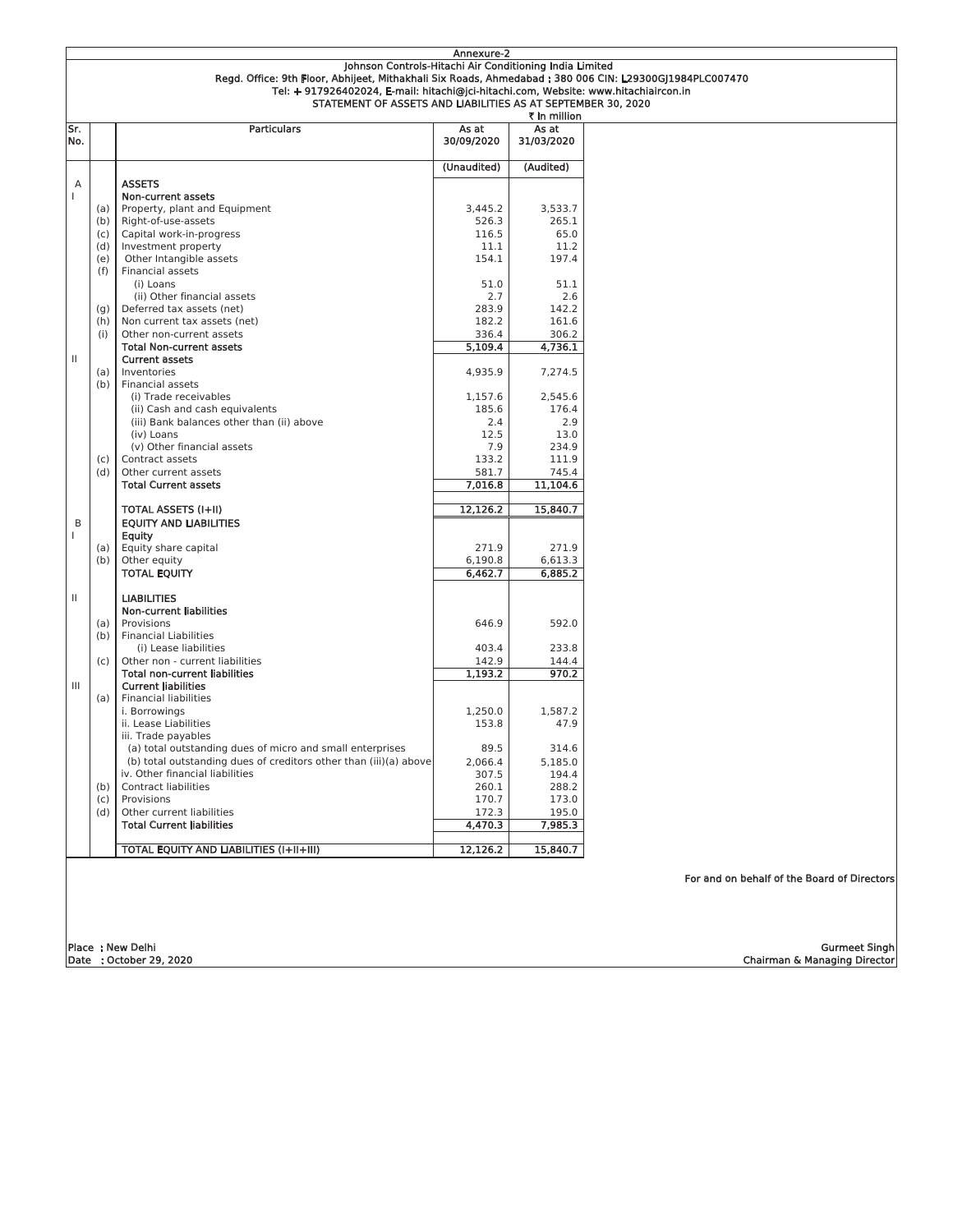Annexure-2

# Johnson Controls-Hitachi Air Conditioning India Limited

Regd. Office: 9th Floor, Abhijeet, Mithakhali Six Roads, Ahmedabad : 380 006 CIN: L29300GJ1984PLC007470

Tel: + 917926402024, E-mail: hitachi@jci-hitachi.com, Website: www.hitachiaircon.in

## STATEMENT OF ASSETS AND LIABILITIES AS AT SEPTEMBER 30, 2020

₹ In million

| Sr. No. | | Particulars | As at 30/09/2020 | As at 31/03/2020 |
|---|---|---|---|---|
| | | | (Unaudited) | (Audited) |
| A | | **ASSETS** | | |
| I | | **Non-current assets** | | |
| | (a) | Property, plant and Equipment | 3,445.2 | 3,533.7 |
| | (b) | Right-of-use-assets | 526.3 | 265.1 |
| | (c) | Capital work-in-progress | 116.5 | 65.0 |
| | (d) | Investment property | 11.1 | 11.2 |
| | (e) | Other Intangible assets | 154.1 | 197.4 |
| | (f) | Financial assets | | |
| | | (i) Loans | 51.0 | 51.1 |
| | | (ii) Other financial assets | 2.7 | 2.6 |
| | (g) | Deferred tax assets (net) | 283.9 | 142.2 |
| | (h) | Non current tax assets (net) | 182.2 | 161.6 |
| | (i) | Other non-current assets | 336.4 | 306.2 |
| | | **Total Non-current assets** | **5,109.4** | **4,736.1** |
| II | | **Current assets** | | |
| | (a) | Inventories | 4,935.9 | 7,274.5 |
| | (b) | Financial assets | | |
| | | (i) Trade receivables | 1,157.6 | 2,545.6 |
| | | (ii) Cash and cash equivalents | 185.6 | 176.4 |
| | | (iii) Bank balances other than (ii) above | 2.4 | 2.9 |
| | | (iv) Loans | 12.5 | 13.0 |
| | | (v) Other financial assets | 7.9 | 234.9 |
| | (c) | Contract assets | 133.2 | 111.9 |
| | (d) | Other current assets | 581.7 | 745.4 |
| | | **Total Current assets** | **7,016.8** | **11,104.6** |
| | | **TOTAL ASSETS (I+II)** | **12,126.2** | **15,840.7** |
| B | | **EQUITY AND LIABILITIES** | | |
| I | | **Equity** | | |
| | (a) | Equity share capital | 271.9 | 271.9 |
| | (b) | Other equity | 6,190.8 | 6,613.3 |
| | | **TOTAL EQUITY** | **6,462.7** | **6,885.2** |
| II | | **LIABILITIES** | | |
| | | **Non-current liabilities** | | |
| | (a) | Provisions | 646.9 | 592.0 |
| | (b) | Financial Liabilities | | |
| | | (i) Lease liabilities | 403.4 | 233.8 |
| | (c) | Other non - current liabilities | 142.9 | 144.4 |
| | | **Total non-current liabilities** | **1,193.2** | **970.2** |
| III | | **Current liabilities** | | |
| | (a) | Financial liabilities | | |
| | | i. Borrowings | 1,250.0 | 1,587.2 |
| | | ii. Lease Liabilities | 153.8 | 47.9 |
| | | iii. Trade payables | | |
| | | (a) total outstanding dues of micro and small enterprises | 89.5 | 314.6 |
| | | (b) total outstanding dues of creditors other than (iii)(a) above | 2,066.4 | 5,185.0 |
| | | iv. Other financial liabilities | 307.5 | 194.4 |
| | (b) | Contract liabilities | 260.1 | 288.2 |
| | (c) | Provisions | 170.7 | 173.0 |
| | (d) | Other current liabilities | 172.3 | 195.0 |
| | | **Total Current liabilities** | **4,470.3** | **7,985.3** |
| | | **TOTAL EQUITY AND LIABILITIES (I+II+III)** | **12,126.2** | **15,840.7** |

For and on behalf of the Board of Directors

Place : New Delhi
Date : October 29, 2020

Gurmeet Singh
Chairman & Managing Director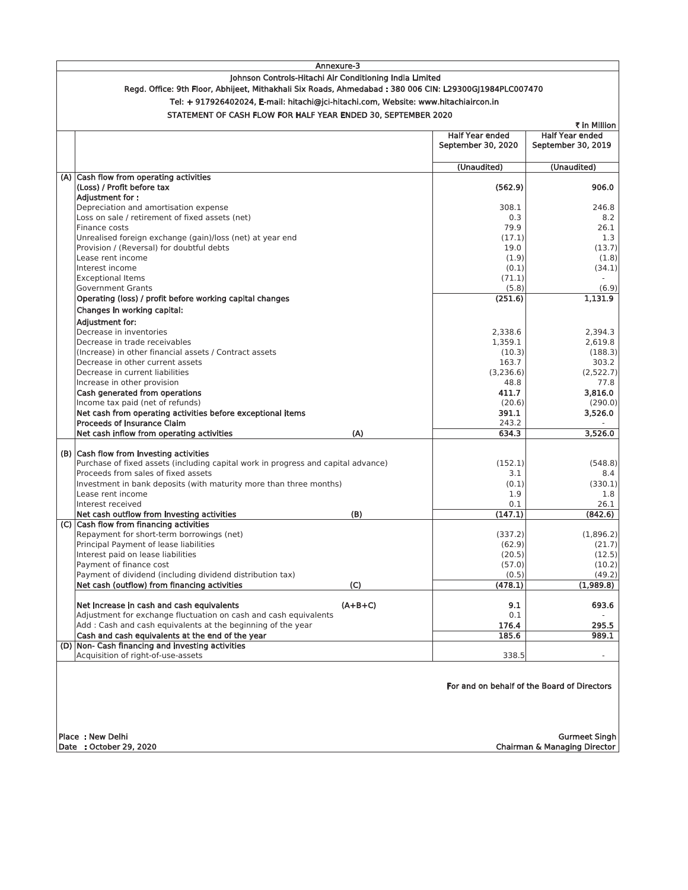Annexure-3

**Johnson Controls-Hitachi Air Conditioning India Limited**

**Regd. Office: 9th Floor, Abhijeet, Mithakhali Six Roads, Ahmedabad : 380 006 CIN: L29300GJ1984PLC007470**

**Tel: + 917926402024, E-mail: hitachi@jci-hitachi.com, Website: www.hitachiaircon.in**

**STATEMENT OF CASH FLOW FOR HALF YEAR ENDED 30, SEPTEMBER 2020**

₹ In Million

| | | | Half Year ended September 30, 2020 | Half Year ended September 30, 2019 |
|---|---|---|---|---|
| | | | (Unaudited) | (Unaudited) |
| (A) | **Cash flow from operating activities** | | | |
| | **(Loss) / Profit before tax** | | **(562.9)** | **906.0** |
| | **Adjustment for :** | | | |
| | Depreciation and amortisation expense | | 308.1 | 246.8 |
| | Loss on sale / retirement of fixed assets (net) | | 0.3 | 8.2 |
| | Finance costs | | 79.9 | 26.1 |
| | Unrealised foreign exchange (gain)/loss (net) at year end | | (17.1) | 1.3 |
| | Provision / (Reversal) for doubtful debts | | 19.0 | (13.7) |
| | Lease rent income | | (1.9) | (1.8) |
| | Interest income | | (0.1) | (34.1) |
| | Exceptional Items | | (71.1) | - |
| | Government Grants | | (5.8) | (6.9) |
| | **Operating (loss) / profit before working capital changes** | | **(251.6)** | **1,131.9** |
| | **Changes in working capital:** | | | |
| | **Adjustment for:** | | | |
| | Decrease in inventories | | 2,338.6 | 2,394.3 |
| | Decrease in trade receivables | | 1,359.1 | 2,619.8 |
| | (Increase) in other financial assets / Contract assets | | (10.3) | (188.3) |
| | Decrease in other current assets | | 163.7 | 303.2 |
| | Decrease in current liabilities | | (3,236.6) | (2,522.7) |
| | Increase in other provision | | 48.8 | 77.8 |
| | **Cash generated from operations** | | **411.7** | **3,816.0** |
| | Income tax paid (net of refunds) | | (20.6) | (290.0) |
| | **Net cash from operating activities before exceptional items** | | **391.1** | **3,526.0** |
| | **Proceeds of Insurance Claim** | | 243.2 | - |
| | **Net cash inflow from operating activities** | **(A)** | **634.3** | **3,526.0** |
| (B) | **Cash flow from investing activities** | | | |
| | Purchase of fixed assets (including capital work in progress and capital advance) | | (152.1) | (548.8) |
| | Proceeds from sales of fixed assets | | 3.1 | 8.4 |
| | Investment in bank deposits (with maturity more than three months) | | (0.1) | (330.1) |
| | Lease rent income | | 1.9 | 1.8 |
| | Interest received | | 0.1 | 26.1 |
| | **Net cash outflow from investing activities** | **(B)** | **(147.1)** | **(842.6)** |
| (C) | **Cash flow from financing activities** | | | |
| | Repayment for short-term borrowings (net) | | (337.2) | (1,896.2) |
| | Principal Payment of lease liabilities | | (62.9) | (21.7) |
| | Interest paid on lease liabilities | | (20.5) | (12.5) |
| | Payment of finance cost | | (57.0) | (10.2) |
| | Payment of dividend (including dividend distribution tax) | | (0.5) | (49.2) |
| | **Net cash (outflow) from financing activities** | **(C)** | **(478.1)** | **(1,989.8)** |
| | **Net Increase in cash and cash equivalents** | **(A+B+C)** | **9.1** | **693.6** |
| | Adjustment for exchange fluctuation on cash and cash equivalents | | 0.1 | - |
| | Add : Cash and cash equivalents at the beginning of the year | | **176.4** | **295.5** |
| | **Cash and cash equivalents at the end of the year** | | **185.6** | **989.1** |
| (D) | **Non- Cash financing and investing activities** | | | |
| | Acquisition of right-of-use-assets | | 338.5 | - |

**For and on behalf of the Board of Directors**

**Place : New Delhi**
**Date : October 29, 2020**

Gurmeet Singh
Chairman & Managing Director